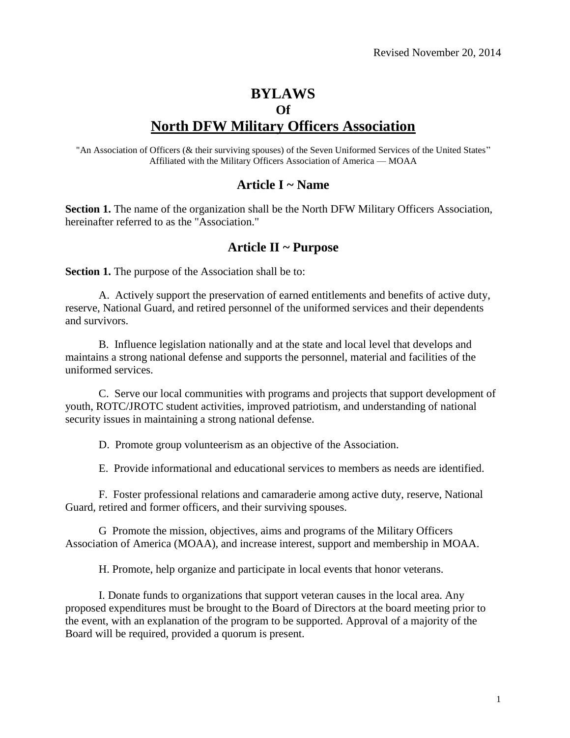Revised November 20, 2014

# BYLAWS
# Of
# North DFW Military Officers Association

"An Association of Officers (& their surviving spouses) of the Seven Uniformed Services of the United States"
Affiliated with the Military Officers Association of America — MOAA

## Article I ~ Name

**Section 1.** The name of the organization shall be the North DFW Military Officers Association, hereinafter referred to as the "Association."

## Article II ~ Purpose

**Section 1.** The purpose of the Association shall be to:

A. Actively support the preservation of earned entitlements and benefits of active duty, reserve, National Guard, and retired personnel of the uniformed services and their dependents and survivors.

B. Influence legislation nationally and at the state and local level that develops and maintains a strong national defense and supports the personnel, material and facilities of the uniformed services.

C. Serve our local communities with programs and projects that support development of youth, ROTC/JROTC student activities, improved patriotism, and understanding of national security issues in maintaining a strong national defense.

D. Promote group volunteerism as an objective of the Association.

E. Provide informational and educational services to members as needs are identified.

F. Foster professional relations and camaraderie among active duty, reserve, National Guard, retired and former officers, and their surviving spouses.

G Promote the mission, objectives, aims and programs of the Military Officers Association of America (MOAA), and increase interest, support and membership in MOAA.

H. Promote, help organize and participate in local events that honor veterans.

I. Donate funds to organizations that support veteran causes in the local area. Any proposed expenditures must be brought to the Board of Directors at the board meeting prior to the event, with an explanation of the program to be supported. Approval of a majority of the Board will be required, provided a quorum is present.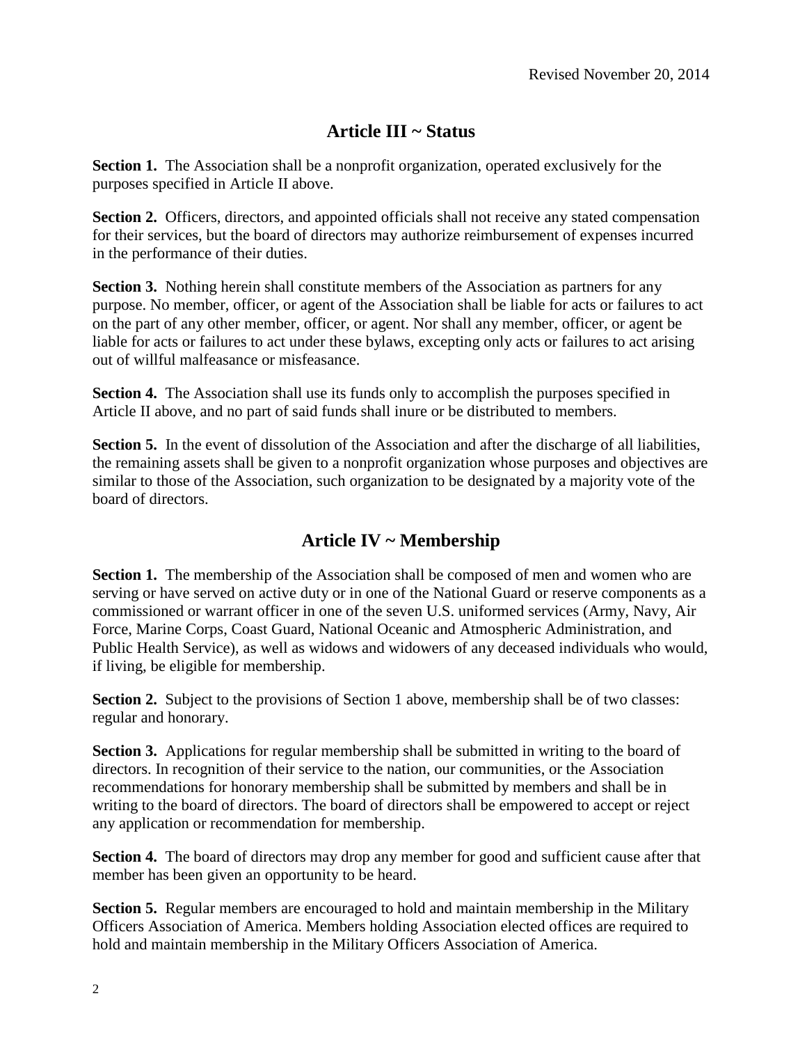Revised November 20, 2014

## Article III ~ Status

**Section 1.** The Association shall be a nonprofit organization, operated exclusively for the purposes specified in Article II above.

**Section 2.** Officers, directors, and appointed officials shall not receive any stated compensation for their services, but the board of directors may authorize reimbursement of expenses incurred in the performance of their duties.

**Section 3.** Nothing herein shall constitute members of the Association as partners for any purpose. No member, officer, or agent of the Association shall be liable for acts or failures to act on the part of any other member, officer, or agent. Nor shall any member, officer, or agent be liable for acts or failures to act under these bylaws, excepting only acts or failures to act arising out of willful malfeasance or misfeasance.

**Section 4.** The Association shall use its funds only to accomplish the purposes specified in Article II above, and no part of said funds shall inure or be distributed to members.

**Section 5.** In the event of dissolution of the Association and after the discharge of all liabilities, the remaining assets shall be given to a nonprofit organization whose purposes and objectives are similar to those of the Association, such organization to be designated by a majority vote of the board of directors.

## Article IV ~ Membership

**Section 1.** The membership of the Association shall be composed of men and women who are serving or have served on active duty or in one of the National Guard or reserve components as a commissioned or warrant officer in one of the seven U.S. uniformed services (Army, Navy, Air Force, Marine Corps, Coast Guard, National Oceanic and Atmospheric Administration, and Public Health Service), as well as widows and widowers of any deceased individuals who would, if living, be eligible for membership.

**Section 2.** Subject to the provisions of Section 1 above, membership shall be of two classes: regular and honorary.

**Section 3.** Applications for regular membership shall be submitted in writing to the board of directors. In recognition of their service to the nation, our communities, or the Association recommendations for honorary membership shall be submitted by members and shall be in writing to the board of directors. The board of directors shall be empowered to accept or reject any application or recommendation for membership.

**Section 4.** The board of directors may drop any member for good and sufficient cause after that member has been given an opportunity to be heard.

**Section 5.** Regular members are encouraged to hold and maintain membership in the Military Officers Association of America. Members holding Association elected offices are required to hold and maintain membership in the Military Officers Association of America.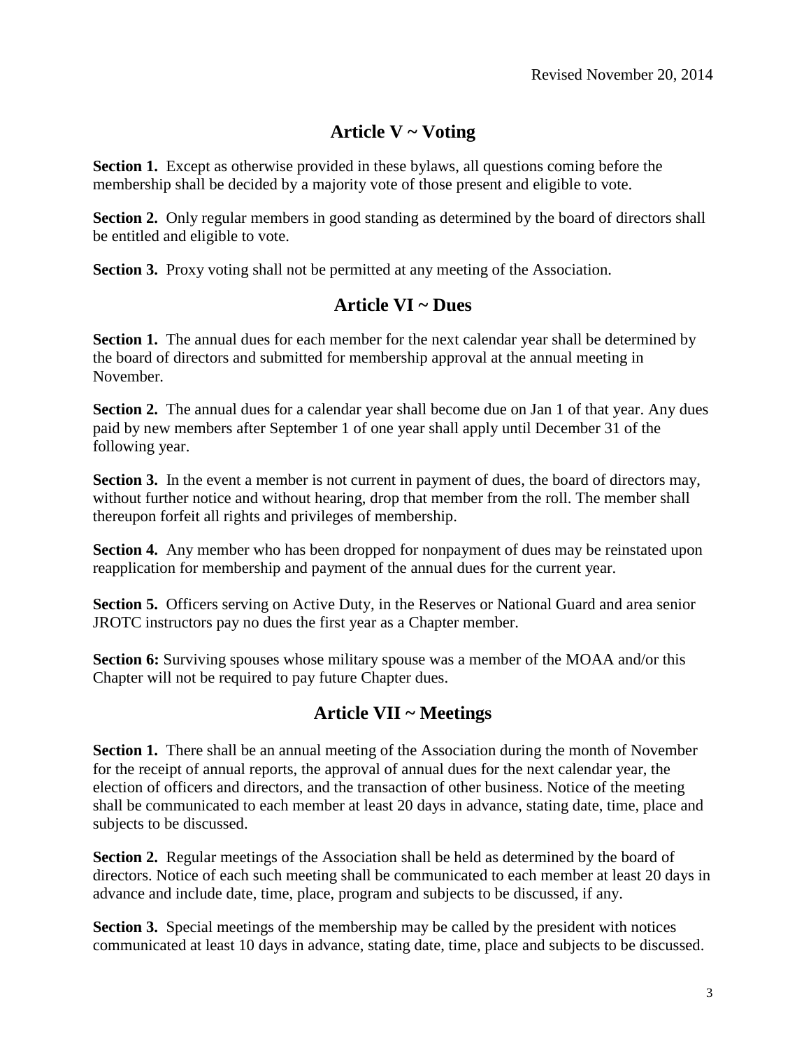Revised November 20, 2014

## Article V ~ Voting

**Section 1.** Except as otherwise provided in these bylaws, all questions coming before the membership shall be decided by a majority vote of those present and eligible to vote.

**Section 2.** Only regular members in good standing as determined by the board of directors shall be entitled and eligible to vote.

**Section 3.** Proxy voting shall not be permitted at any meeting of the Association.

## Article VI ~ Dues

**Section 1.** The annual dues for each member for the next calendar year shall be determined by the board of directors and submitted for membership approval at the annual meeting in November.

**Section 2.** The annual dues for a calendar year shall become due on Jan 1 of that year. Any dues paid by new members after September 1 of one year shall apply until December 31 of the following year.

**Section 3.** In the event a member is not current in payment of dues, the board of directors may, without further notice and without hearing, drop that member from the roll. The member shall thereupon forfeit all rights and privileges of membership.

**Section 4.** Any member who has been dropped for nonpayment of dues may be reinstated upon reapplication for membership and payment of the annual dues for the current year.

**Section 5.** Officers serving on Active Duty, in the Reserves or National Guard and area senior JROTC instructors pay no dues the first year as a Chapter member.

**Section 6:** Surviving spouses whose military spouse was a member of the MOAA and/or this Chapter will not be required to pay future Chapter dues.

## Article VII ~ Meetings

**Section 1.** There shall be an annual meeting of the Association during the month of November for the receipt of annual reports, the approval of annual dues for the next calendar year, the election of officers and directors, and the transaction of other business. Notice of the meeting shall be communicated to each member at least 20 days in advance, stating date, time, place and subjects to be discussed.

**Section 2.** Regular meetings of the Association shall be held as determined by the board of directors. Notice of each such meeting shall be communicated to each member at least 20 days in advance and include date, time, place, program and subjects to be discussed, if any.

**Section 3.** Special meetings of the membership may be called by the president with notices communicated at least 10 days in advance, stating date, time, place and subjects to be discussed.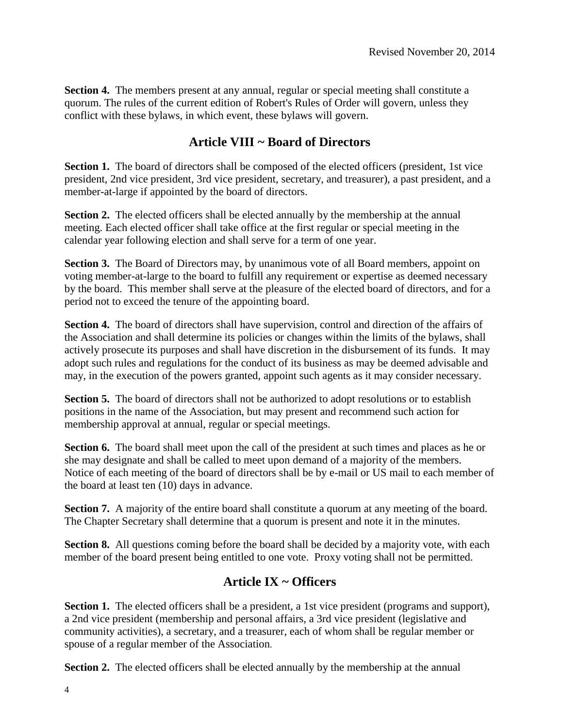**Section 4.** The members present at any annual, regular or special meeting shall constitute a quorum. The rules of the current edition of Robert's Rules of Order will govern, unless they conflict with these bylaws, in which event, these bylaws will govern.

## Article VIII ~ Board of Directors

**Section 1.** The board of directors shall be composed of the elected officers (president, 1st vice president, 2nd vice president, 3rd vice president, secretary, and treasurer), a past president, and a member-at-large if appointed by the board of directors.

**Section 2.** The elected officers shall be elected annually by the membership at the annual meeting. Each elected officer shall take office at the first regular or special meeting in the calendar year following election and shall serve for a term of one year.

**Section 3.** The Board of Directors may, by unanimous vote of all Board members, appoint on voting member-at-large to the board to fulfill any requirement or expertise as deemed necessary by the board. This member shall serve at the pleasure of the elected board of directors, and for a period not to exceed the tenure of the appointing board.

**Section 4.** The board of directors shall have supervision, control and direction of the affairs of the Association and shall determine its policies or changes within the limits of the bylaws, shall actively prosecute its purposes and shall have discretion in the disbursement of its funds. It may adopt such rules and regulations for the conduct of its business as may be deemed advisable and may, in the execution of the powers granted, appoint such agents as it may consider necessary.

**Section 5.** The board of directors shall not be authorized to adopt resolutions or to establish positions in the name of the Association, but may present and recommend such action for membership approval at annual, regular or special meetings.

**Section 6.** The board shall meet upon the call of the president at such times and places as he or she may designate and shall be called to meet upon demand of a majority of the members. Notice of each meeting of the board of directors shall be by e-mail or US mail to each member of the board at least ten (10) days in advance.

**Section 7.** A majority of the entire board shall constitute a quorum at any meeting of the board. The Chapter Secretary shall determine that a quorum is present and note it in the minutes.

**Section 8.** All questions coming before the board shall be decided by a majority vote, with each member of the board present being entitled to one vote. Proxy voting shall not be permitted.

## Article IX ~ Officers

**Section 1.** The elected officers shall be a president, a 1st vice president (programs and support), a 2nd vice president (membership and personal affairs, a 3rd vice president (legislative and community activities), a secretary, and a treasurer, each of whom shall be regular member or spouse of a regular member of the Association.

**Section 2.** The elected officers shall be elected annually by the membership at the annual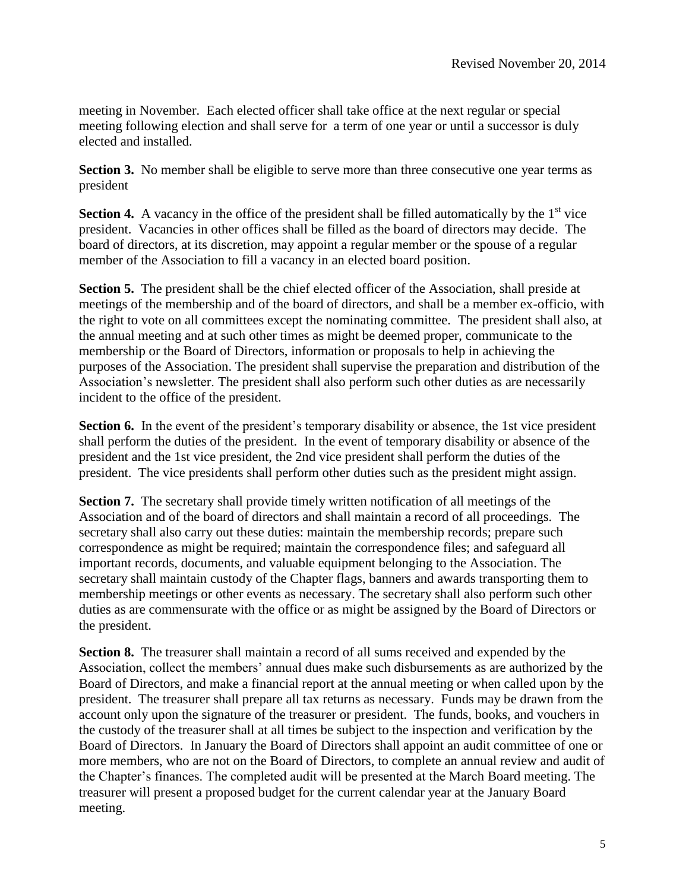meeting in November. Each elected officer shall take office at the next regular or special meeting following election and shall serve for a term of one year or until a successor is duly elected and installed.

**Section 3.** No member shall be eligible to serve more than three consecutive one year terms as president

**Section 4.** A vacancy in the office of the president shall be filled automatically by the 1st vice president. Vacancies in other offices shall be filled as the board of directors may decide. The board of directors, at its discretion, may appoint a regular member or the spouse of a regular member of the Association to fill a vacancy in an elected board position.

**Section 5.** The president shall be the chief elected officer of the Association, shall preside at meetings of the membership and of the board of directors, and shall be a member ex-officio, with the right to vote on all committees except the nominating committee. The president shall also, at the annual meeting and at such other times as might be deemed proper, communicate to the membership or the Board of Directors, information or proposals to help in achieving the purposes of the Association. The president shall supervise the preparation and distribution of the Association's newsletter. The president shall also perform such other duties as are necessarily incident to the office of the president.

**Section 6.** In the event of the president's temporary disability or absence, the 1st vice president shall perform the duties of the president. In the event of temporary disability or absence of the president and the 1st vice president, the 2nd vice president shall perform the duties of the president. The vice presidents shall perform other duties such as the president might assign.

**Section 7.** The secretary shall provide timely written notification of all meetings of the Association and of the board of directors and shall maintain a record of all proceedings. The secretary shall also carry out these duties: maintain the membership records; prepare such correspondence as might be required; maintain the correspondence files; and safeguard all important records, documents, and valuable equipment belonging to the Association. The secretary shall maintain custody of the Chapter flags, banners and awards transporting them to membership meetings or other events as necessary. The secretary shall also perform such other duties as are commensurate with the office or as might be assigned by the Board of Directors or the president.

**Section 8.** The treasurer shall maintain a record of all sums received and expended by the Association, collect the members' annual dues make such disbursements as are authorized by the Board of Directors, and make a financial report at the annual meeting or when called upon by the president. The treasurer shall prepare all tax returns as necessary. Funds may be drawn from the account only upon the signature of the treasurer or president. The funds, books, and vouchers in the custody of the treasurer shall at all times be subject to the inspection and verification by the Board of Directors. In January the Board of Directors shall appoint an audit committee of one or more members, who are not on the Board of Directors, to complete an annual review and audit of the Chapter's finances. The completed audit will be presented at the March Board meeting. The treasurer will present a proposed budget for the current calendar year at the January Board meeting.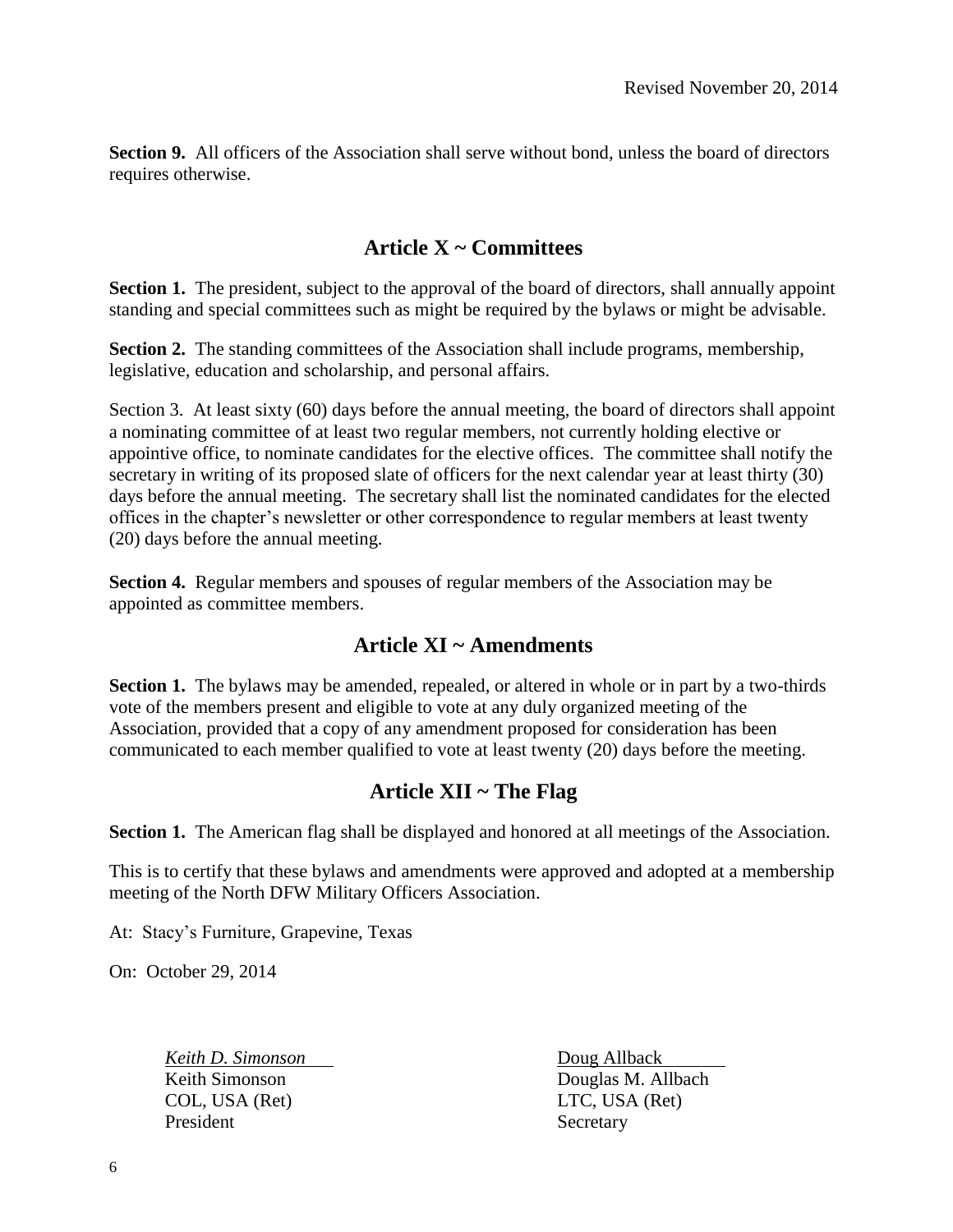Revised November 20, 2014

**Section 9.** All officers of the Association shall serve without bond, unless the board of directors requires otherwise.

## Article X ~ Committees

**Section 1.** The president, subject to the approval of the board of directors, shall annually appoint standing and special committees such as might be required by the bylaws or might be advisable.

**Section 2.** The standing committees of the Association shall include programs, membership, legislative, education and scholarship, and personal affairs.

Section 3. At least sixty (60) days before the annual meeting, the board of directors shall appoint a nominating committee of at least two regular members, not currently holding elective or appointive office, to nominate candidates for the elective offices. The committee shall notify the secretary in writing of its proposed slate of officers for the next calendar year at least thirty (30) days before the annual meeting. The secretary shall list the nominated candidates for the elected offices in the chapter's newsletter or other correspondence to regular members at least twenty (20) days before the annual meeting.

**Section 4.** Regular members and spouses of regular members of the Association may be appointed as committee members.

## Article XI ~ Amendments

**Section 1.** The bylaws may be amended, repealed, or altered in whole or in part by a two-thirds vote of the members present and eligible to vote at any duly organized meeting of the Association, provided that a copy of any amendment proposed for consideration has been communicated to each member qualified to vote at least twenty (20) days before the meeting.

## Article XII ~ The Flag

**Section 1.** The American flag shall be displayed and honored at all meetings of the Association.

This is to certify that these bylaws and amendments were approved and adopted at a membership meeting of the North DFW Military Officers Association.

At: Stacy's Furniture, Grapevine, Texas

On: October 29, 2014

*Keith D. Simonson*
Keith Simonson
COL, USA (Ret)
President

Doug Allback
Douglas M. Allbach
LTC, USA (Ret)
Secretary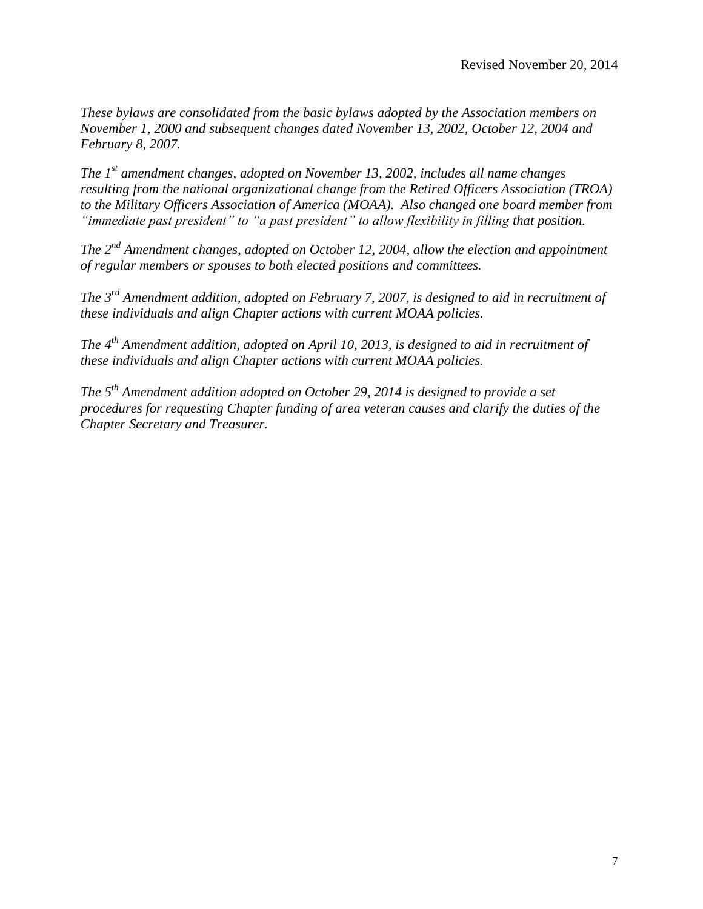Revised November 20, 2014

*These bylaws are consolidated from the basic bylaws adopted by the Association members on November 1, 2000 and subsequent changes dated November 13, 2002, October 12, 2004 and February 8, 2007.*

*The 1st amendment changes, adopted on November 13, 2002, includes all name changes resulting from the national organizational change from the Retired Officers Association (TROA) to the Military Officers Association of America (MOAA). Also changed one board member from "immediate past president" to "a past president" to allow flexibility in filling that position.*

*The 2nd Amendment changes, adopted on October 12, 2004, allow the election and appointment of regular members or spouses to both elected positions and committees.*

*The 3rd Amendment addition, adopted on February 7, 2007, is designed to aid in recruitment of these individuals and align Chapter actions with current MOAA policies.*

*The 4th Amendment addition, adopted on April 10, 2013, is designed to aid in recruitment of these individuals and align Chapter actions with current MOAA policies.*

*The 5th Amendment addition adopted on October 29, 2014 is designed to provide a set procedures for requesting Chapter funding of area veteran causes and clarify the duties of the Chapter Secretary and Treasurer.*